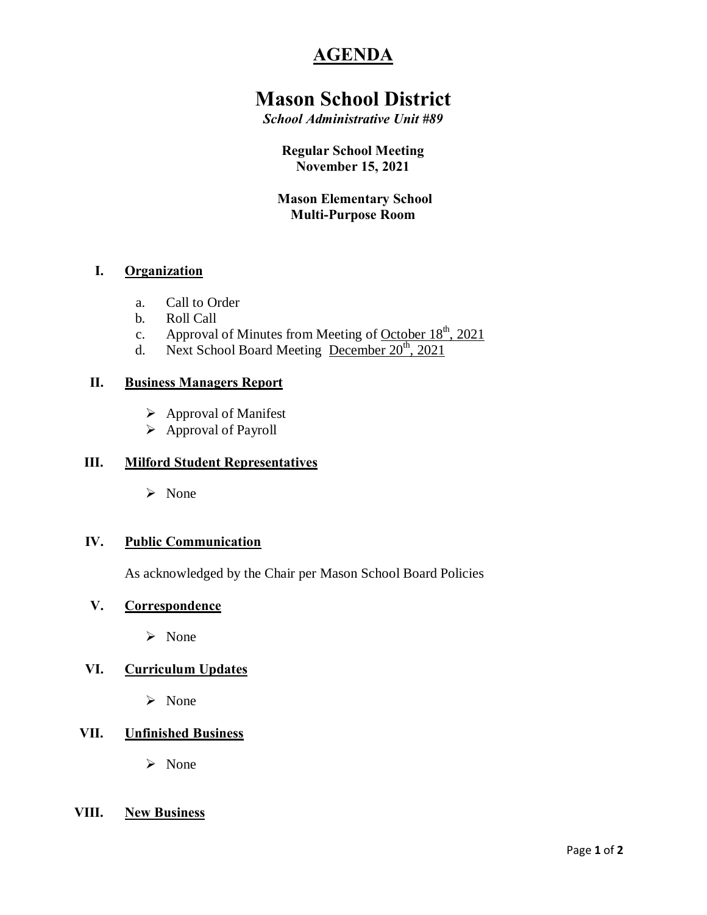# AGENDA

## Mason School District

***School Administrative Unit #89***

**Regular School Meeting**
**November 15, 2021**

**Mason Elementary School**
**Multi-Purpose Room**

### I. Organization

a. Call to Order
b. Roll Call
c. Approval of Minutes from Meeting of October 18th, 2021
d. Next School Board Meeting December 20th, 2021

### II. Business Managers Report

- Approval of Manifest
- Approval of Payroll

### III. Milford Student Representatives

- None

### IV. Public Communication

As acknowledged by the Chair per Mason School Board Policies

### V. Correspondence

- None

### VI. Curriculum Updates

- None

### VII. Unfinished Business

- None

### VIII. New Business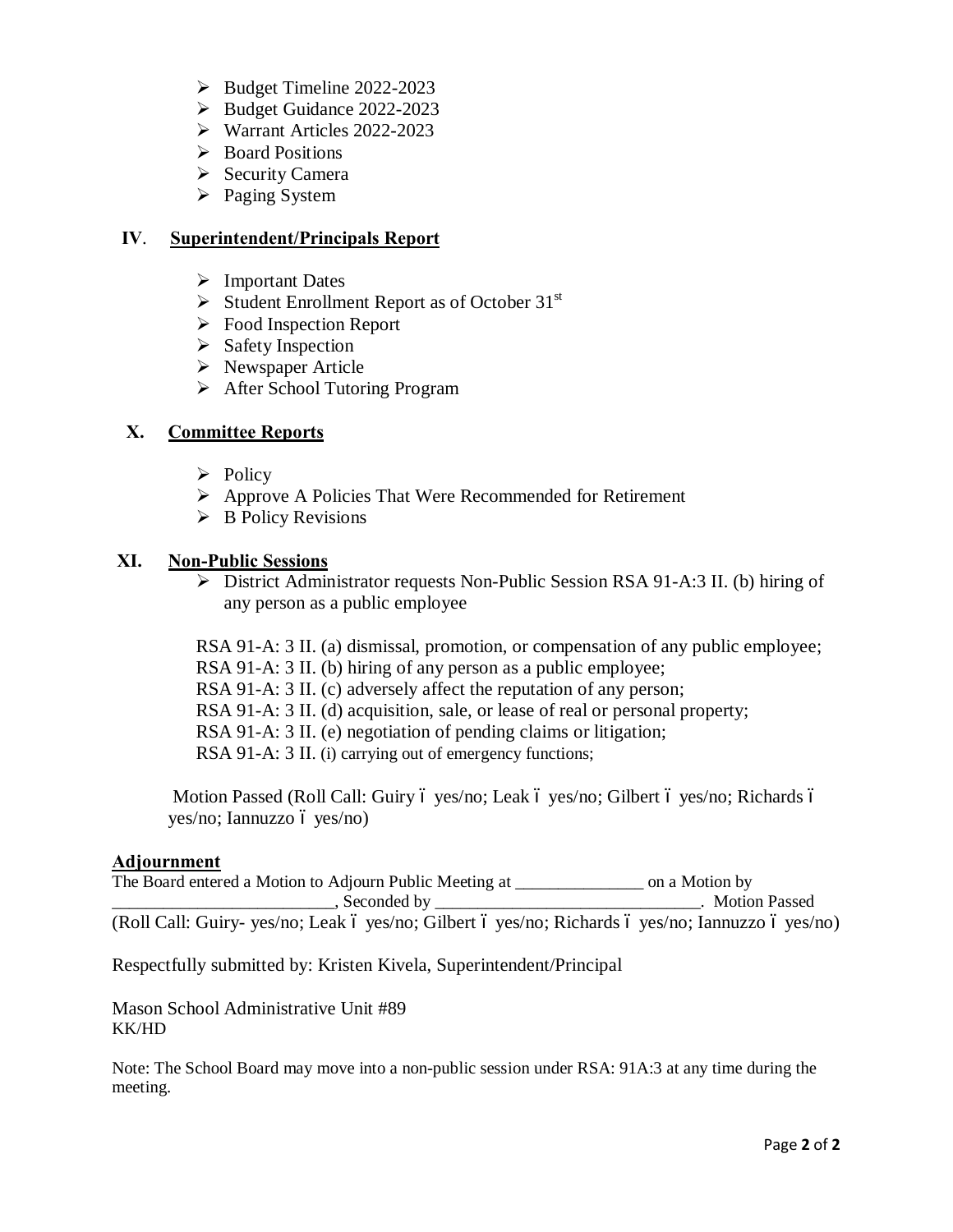- Budget Timeline 2022-2023
- Budget Guidance 2022-2023
- Warrant Articles 2022-2023
- Board Positions
- Security Camera
- Paging System

## IV. Superintendent/Principals Report

- Important Dates
- Student Enrollment Report as of October 31st
- Food Inspection Report
- Safety Inspection
- Newspaper Article
- After School Tutoring Program

## X. Committee Reports

- Policy
- Approve A Policies That Were Recommended for Retirement
- B Policy Revisions

## XI. Non-Public Sessions

- District Administrator requests Non-Public Session RSA 91-A:3 II. (b) hiring of any person as a public employee

RSA 91-A: 3 II. (a) dismissal, promotion, or compensation of any public employee;
RSA 91-A: 3 II. (b) hiring of any person as a public employee;
RSA 91-A: 3 II. (c) adversely affect the reputation of any person;
RSA 91-A: 3 II. (d) acquisition, sale, or lease of real or personal property;
RSA 91-A: 3 II. (e) negotiation of pending claims or litigation;
RSA 91-A: 3 II. (i) carrying out of emergency functions;

Motion Passed (Roll Call: Guiry ó yes/no; Leak ó yes/no; Gilbert ó yes/no; Richards ó yes/no; Iannuzzo ó yes/no)

**Adjournment**

The Board entered a Motion to Adjourn Public Meeting at _______________ on a Motion by __________________________, Seconded by _______________________________. Motion Passed (Roll Call: Guiry- yes/no; Leak ó yes/no; Gilbert ó yes/no; Richards ó yes/no; Iannuzzo ó yes/no)

Respectfully submitted by: Kristen Kivela, Superintendent/Principal

Mason School Administrative Unit #89
KK/HD

Note: The School Board may move into a non-public session under RSA: 91A:3 at any time during the meeting.